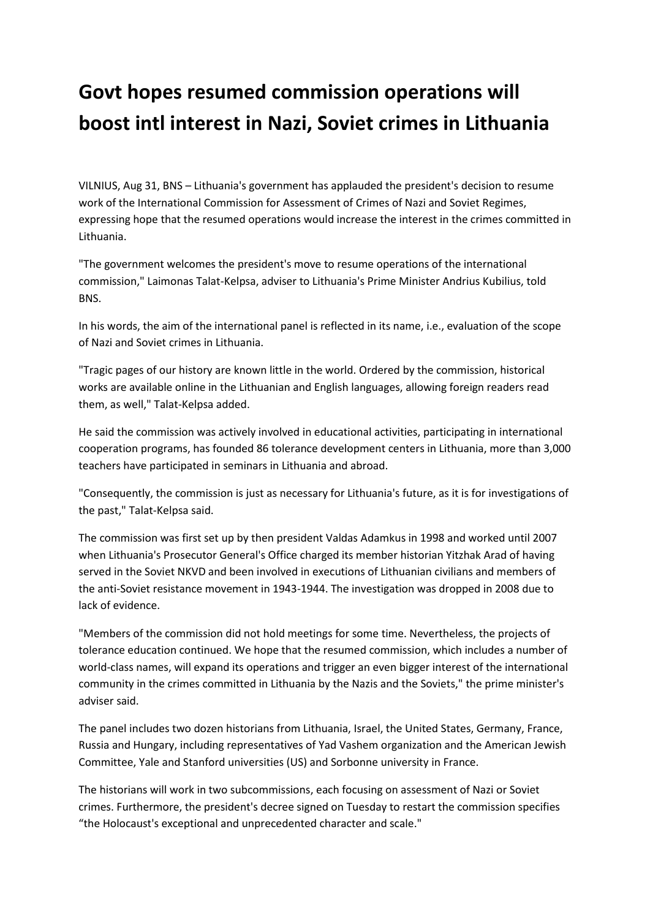# Govt hopes resumed commission operations will boost intl interest in Nazi, Soviet crimes in Lithuania

VILNIUS, Aug 31, BNS – Lithuania's government has applauded the president's decision to resume work of the International Commission for Assessment of Crimes of Nazi and Soviet Regimes, expressing hope that the resumed operations would increase the interest in the crimes committed in Lithuania.

"The government welcomes the president's move to resume operations of the international commission," Laimonas Talat-Kelpsa, adviser to Lithuania's Prime Minister Andrius Kubilius, told BNS.

In his words, the aim of the international panel is reflected in its name, i.e., evaluation of the scope of Nazi and Soviet crimes in Lithuania.

"Tragic pages of our history are known little in the world. Ordered by the commission, historical works are available online in the Lithuanian and English languages, allowing foreign readers read them, as well," Talat-Kelpsa added.

He said the commission was actively involved in educational activities, participating in international cooperation programs, has founded 86 tolerance development centers in Lithuania, more than 3,000 teachers have participated in seminars in Lithuania and abroad.

"Consequently, the commission is just as necessary for Lithuania's future, as it is for investigations of the past," Talat-Kelpsa said.

The commission was first set up by then president Valdas Adamkus in 1998 and worked until 2007 when Lithuania's Prosecutor General's Office charged its member historian Yitzhak Arad of having served in the Soviet NKVD and been involved in executions of Lithuanian civilians and members of the anti-Soviet resistance movement in 1943-1944. The investigation was dropped in 2008 due to lack of evidence.

"Members of the commission did not hold meetings for some time. Nevertheless, the projects of tolerance education continued. We hope that the resumed commission, which includes a number of world-class names, will expand its operations and trigger an even bigger interest of the international community in the crimes committed in Lithuania by the Nazis and the Soviets," the prime minister's adviser said.

The panel includes two dozen historians from Lithuania, Israel, the United States, Germany, France, Russia and Hungary, including representatives of Yad Vashem organization and the American Jewish Committee, Yale and Stanford universities (US) and Sorbonne university in France.

The historians will work in two subcommissions, each focusing on assessment of Nazi or Soviet crimes. Furthermore, the president's decree signed on Tuesday to restart the commission specifies "the Holocaust's exceptional and unprecedented character and scale."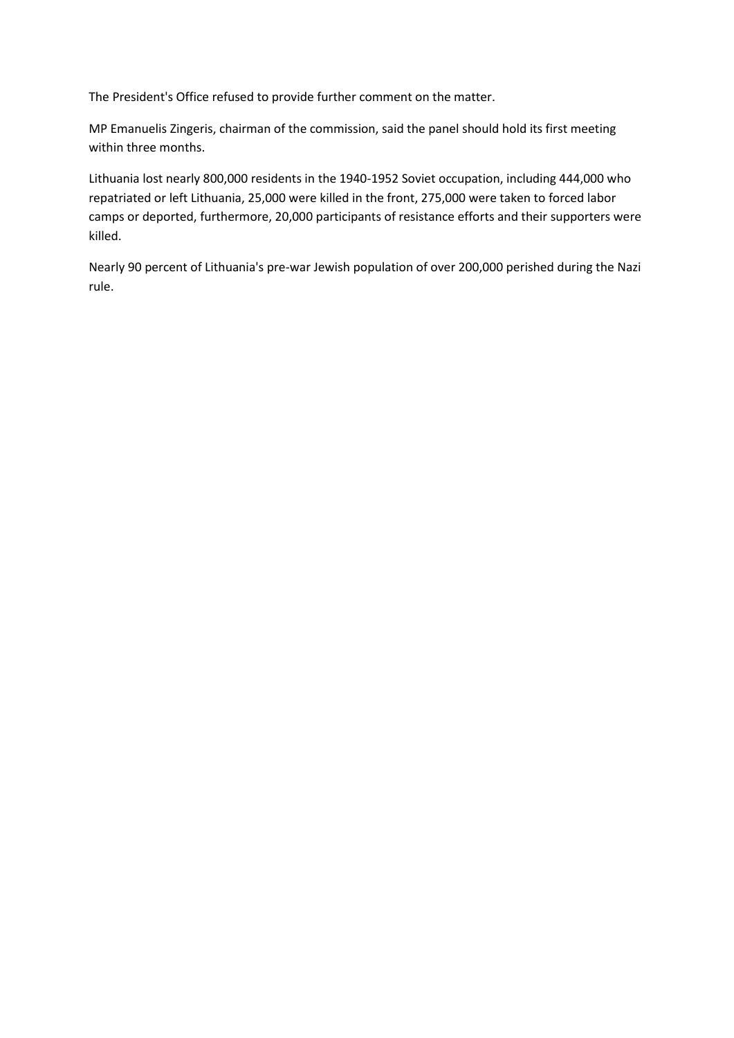The President's Office refused to provide further comment on the matter.

MP Emanuelis Zingeris, chairman of the commission, said the panel should hold its first meeting within three months.

Lithuania lost nearly 800,000 residents in the 1940-1952 Soviet occupation, including 444,000 who repatriated or left Lithuania, 25,000 were killed in the front, 275,000 were taken to forced labor camps or deported, furthermore, 20,000 participants of resistance efforts and their supporters were killed.

Nearly 90 percent of Lithuania's pre-war Jewish population of over 200,000 perished during the Nazi rule.